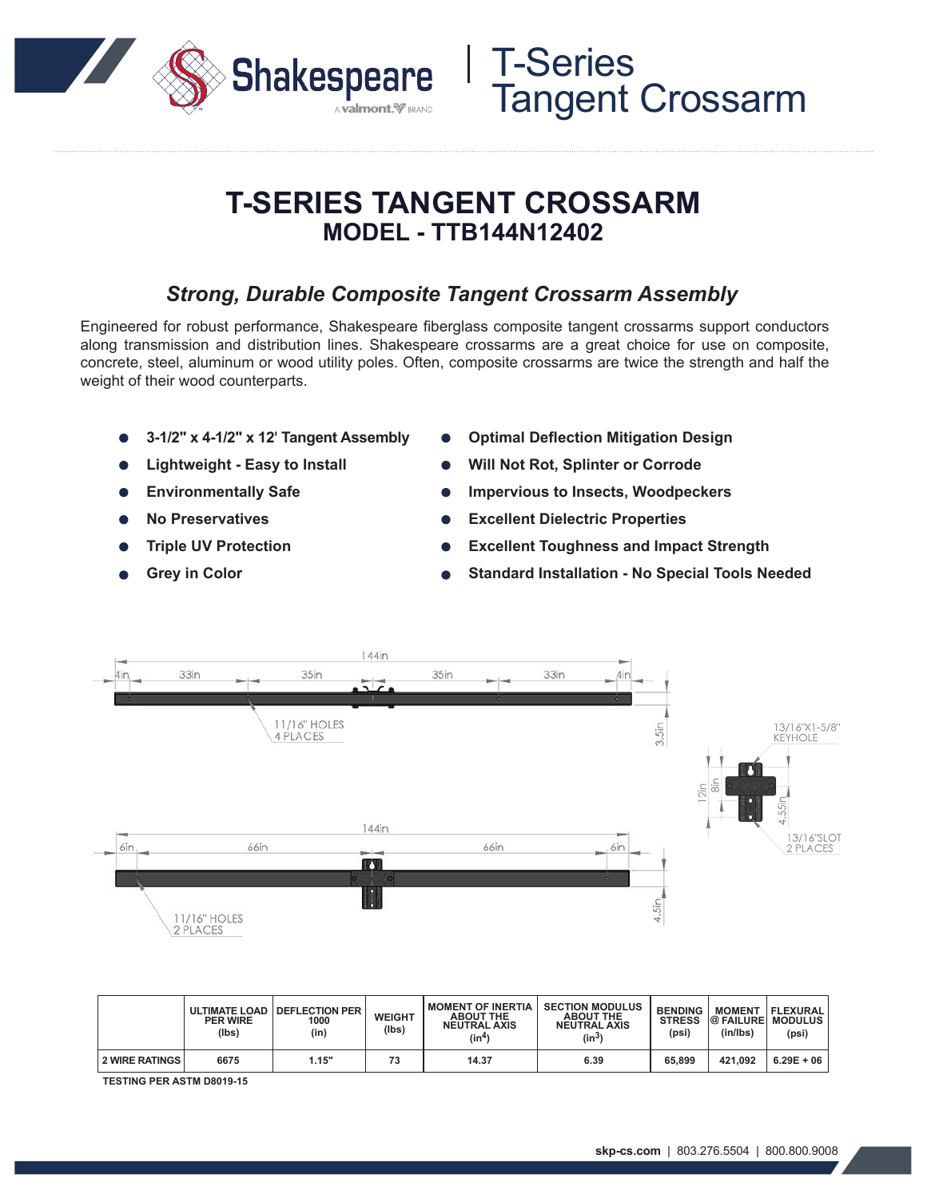# T-SERIES TANGENT CROSSARM

## MODEL - TTB144N12402

### *Strong, Durable Composite Tangent Crossarm Assembly*

Engineered for robust performance, Shakespeare fiberglass composite tangent crossarms support conductors along transmission and distribution lines. Shakespeare crossarms are a great choice for use on composite, concrete, steel, aluminum or wood utility poles. Often, composite crossarms are twice the strength and half the weight of their wood counterparts.

- **3-1/2" x 4-1/2" x 12' Tangent Assembly**
- **Lightweight - Easy to Install**
- **Environmentally Safe**
- **No Preservatives**
- **Triple UV Protection**
- **Grey in Color**
- **Optimal Deflection Mitigation Design**
- **Will Not Rot, Splinter or Corrode**
- **Impervious to Insects, Woodpeckers**
- **Excellent Dielectric Properties**
- **Excellent Toughness and Impact Strength**
- **Standard Installation - No Special Tools Needed**

144in | 4in | 33in | 35in | 35in | 33in | 4in | 3.5in | 11/16" HOLES 4 PLACES

144in | 6in | 66in | 66in | 6in | 4.5in | 11/16" HOLES 2 PLACES

13/16"X1-5/8" KEYHOLE | 12in | 8in | 4.55in | 13/16"SLOT 2 PLACES

| | ULTIMATE LOAD PER WIRE (lbs) | DEFLECTION PER 1000 (in) | WEIGHT (lbs) | MOMENT OF INERTIA ABOUT THE NEUTRAL AXIS ($in^4$) | SECTION MODULUS ABOUT THE NEUTRAL AXIS ($in^3$) | BENDING STRESS (psi) | MOMENT @ FAILURE (in/lbs) | FLEXURAL MODULUS (psi) |
|---|---|---|---|---|---|---|---|---|
| 2 WIRE RATINGS | 6675 | 1.15" | 73 | 14.37 | 6.39 | 65,899 | 421,092 | 6.29E + 06 |

TESTING PER ASTM D8019-15

skp-cs.com | 803.276.5504 | 800.800.9008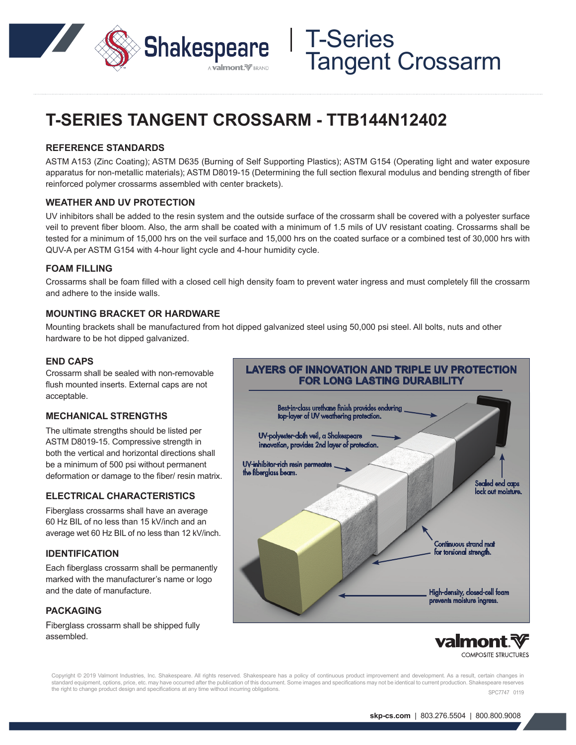# T-SERIES TANGENT CROSSARM - TTB144N12402

## REFERENCE STANDARDS

ASTM A153 (Zinc Coating); ASTM D635 (Burning of Self Supporting Plastics); ASTM G154 (Operating light and water exposure apparatus for non-metallic materials); ASTM D8019-15 (Determining the full section flexural modulus and bending strength of fiber reinforced polymer crossarms assembled with center brackets).

## WEATHER AND UV PROTECTION

UV inhibitors shall be added to the resin system and the outside surface of the crossarm shall be covered with a polyester surface veil to prevent fiber bloom. Also, the arm shall be coated with a minimum of 1.5 mils of UV resistant coating. Crossarms shall be tested for a minimum of 15,000 hrs on the veil surface and 15,000 hrs on the coated surface or a combined test of 30,000 hrs with QUV-A per ASTM G154 with 4-hour light cycle and 4-hour humidity cycle.

## FOAM FILLING

Crossarms shall be foam filled with a closed cell high density foam to prevent water ingress and must completely fill the crossarm and adhere to the inside walls.

## MOUNTING BRACKET OR HARDWARE

Mounting brackets shall be manufactured from hot dipped galvanized steel using 50,000 psi steel. All bolts, nuts and other hardware to be hot dipped galvanized.

## END CAPS

Crossarm shall be sealed with non-removable flush mounted inserts. External caps are not acceptable.

## MECHANICAL STRENGTHS

The ultimate strengths should be listed per ASTM D8019-15. Compressive strength in both the vertical and horizontal directions shall be a minimum of 500 psi without permanent deformation or damage to the fiber/ resin matrix.

## ELECTRICAL CHARACTERISTICS

Fiberglass crossarms shall have an average 60 Hz BIL of no less than 15 kV/inch and an average wet 60 Hz BIL of no less than 12 kV/inch.

## IDENTIFICATION

Each fiberglass crossarm shall be permanently marked with the manufacturer's name or logo and the date of manufacture.

## PACKAGING

Fiberglass crossarm shall be shipped fully assembled.

**LAYERS OF INNOVATION AND TRIPLE UV PROTECTION FOR LONG LASTING DURABILITY**

Best-in-class urethane finish provides enduring top-layer of UV weathering protection.

UV-polyester-cloth veil, a Shakespeare innovation, provides 2nd layer of protection.

UV-inhibitor-rich resin permeates the fiberglass beam.

Sealed end caps lock out moisture.

Continuous strand mat for torsional strength.

High-density, closed-cell foam prevents moisture ingress.

Copyright © 2019 Valmont Industries, Inc. Shakespeare. All rights reserved. Shakespeare has a policy of continuous product improvement and development. As a result, certain changes in standard equipment, options, price, etc. may have occurred after the publication of this document. Some images and specifications may not be identical to current production. Shakespeare reserves the right to change product design and specifications at any time without incurring obligations.

SPC7747 0119

**skp-cs.com** | 803.276.5504 | 800.800.9008